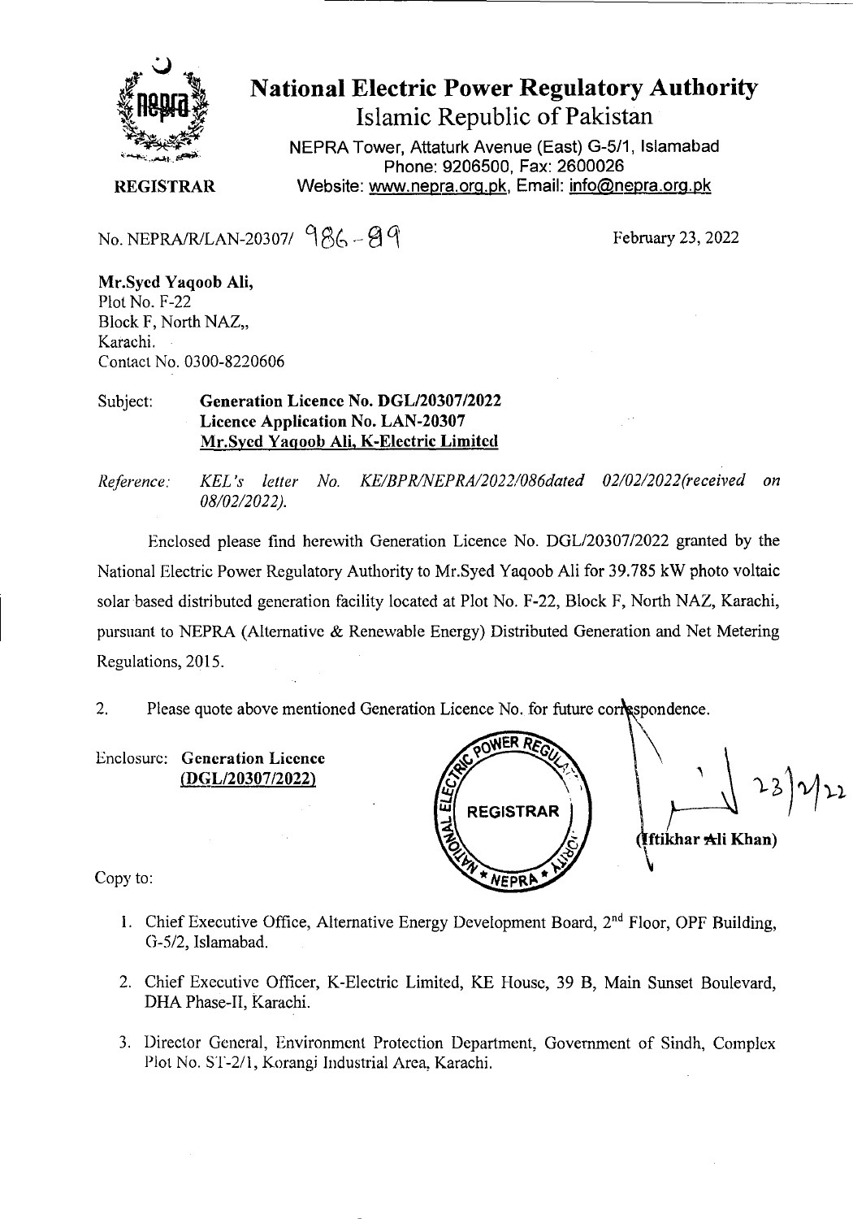# National Electric Power Regulatory Authority

## Islamic Republic of Pakistan

NEPRA Tower, Attaturk Avenue (East) G-5/1, Islamabad
Phone: 9206500, Fax: 2600026
Website: www.nepra.org.pk, Email: info@nepra.org.pk

**REGISTRAR**

No. NEPRA/R/LAN-20307/ 986-89 February 23, 2022

**Mr.Syed Yaqoob Ali,**
Plot No. F-22
Block F, North NAZ,,
Karachi.
Contact No. 0300-8220606

Subject: **Generation Licence No. DGL/20307/2022**
**Licence Application No. LAN-20307**
**Mr.Syed Yaqoob Ali, K-Electric Limited**

*Reference: KEL's letter No. KE/BPR/NEPRA/2022/086dated 02/02/2022(received on 08/02/2022).*

Enclosed please find herewith Generation Licence No. DGL/20307/2022 granted by the National Electric Power Regulatory Authority to Mr.Syed Yaqoob Ali for 39.785 kW photo voltaic solar based distributed generation facility located at Plot No. F-22, Block F, North NAZ, Karachi, pursuant to NEPRA (Alternative & Renewable Energy) Distributed Generation and Net Metering Regulations, 2015.

2. Please quote above mentioned Generation Licence No. for future correspondence.

Enclosure: **Generation Licence (DGL/20307/2022)**

23/2/22
(Iftikhar Ali Khan)

Copy to:

1. Chief Executive Office, Alternative Energy Development Board, 2nd Floor, OPF Building, G-5/2, Islamabad.
2. Chief Executive Officer, K-Electric Limited, KE House, 39 B, Main Sunset Boulevard, DHA Phase-II, Karachi.
3. Director General, Environment Protection Department, Government of Sindh, Complex Plot No. ST-2/1, Korangi Industrial Area, Karachi.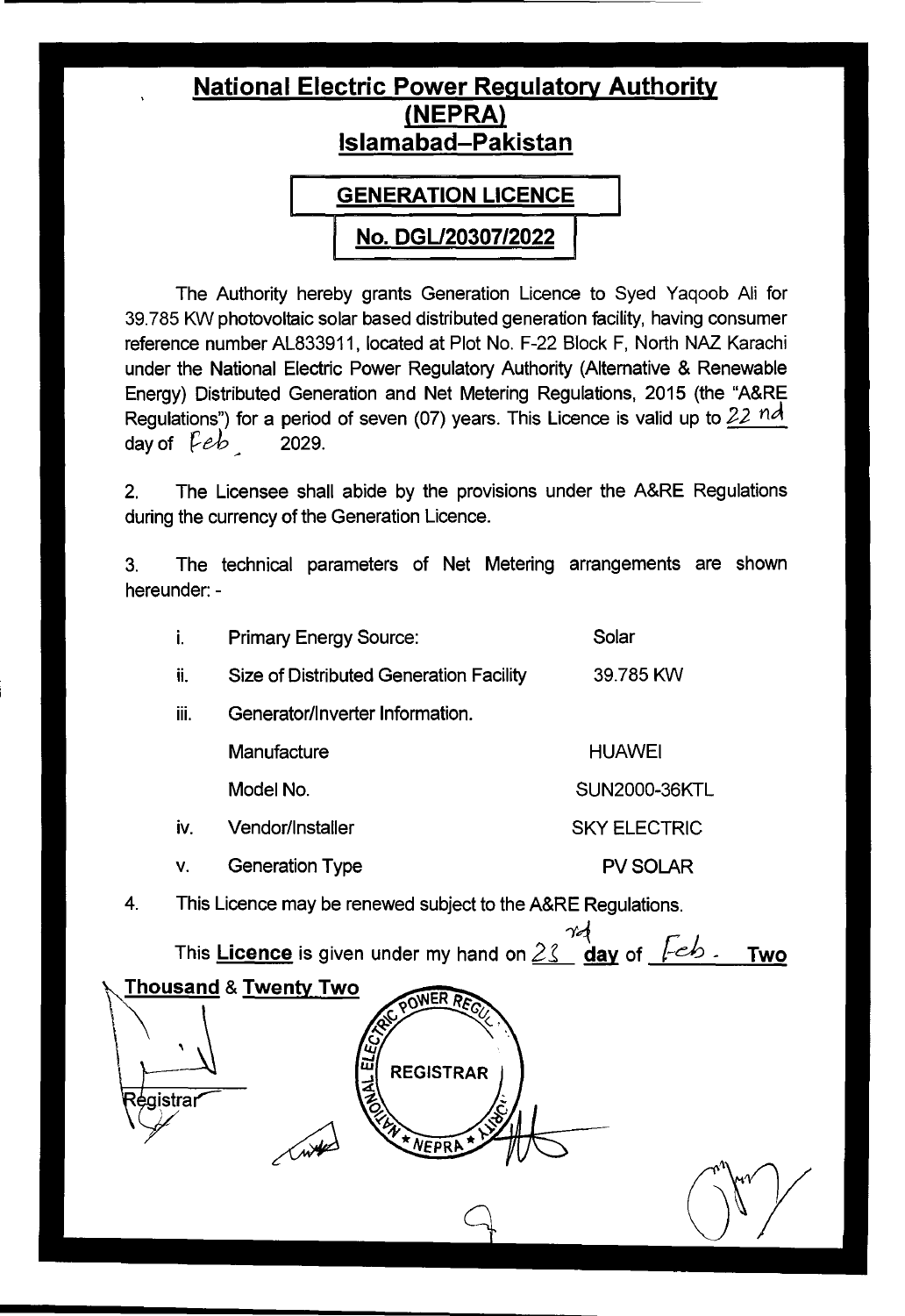# National Electric Power Regulatory Authority (NEPRA) Islamabad–Pakistan

## GENERATION LICENCE

## No. DGL/20307/2022

The Authority hereby grants Generation Licence to Syed Yaqoob Ali for 39.785 KW photovoltaic solar based distributed generation facility, having consumer reference number AL833911, located at Plot No. F-22 Block F, North NAZ Karachi under the National Electric Power Regulatory Authority (Alternative & Renewable Energy) Distributed Generation and Net Metering Regulations, 2015 (the "A&RE Regulations") for a period of seven (07) years. This Licence is valid up to 22 nd day of Feb 2029.

2. The Licensee shall abide by the provisions under the A&RE Regulations during the currency of the Generation Licence.

3. The technical parameters of Net Metering arrangements are shown hereunder: -

| | | |
|---|---|---|
| i. | Primary Energy Source: | Solar |
| ii. | Size of Distributed Generation Facility | 39.785 KW |
| iii. | Generator/Inverter Information. | |
| | Manufacture | HUAWEI |
| | Model No. | SUN2000-36KTL |
| iv. | Vendor/Installer | SKY ELECTRIC |
| v. | Generation Type | PV SOLAR |

4. This Licence may be renewed subject to the A&RE Regulations.

This **Licence** is given under my hand on 23rd **day** of Feb. **Two Thousand** & **Twenty Two**

Registrar

REGISTRAR
NATIONAL ELECTRIC POWER REGULATORY AUTHORITY
NEPRA